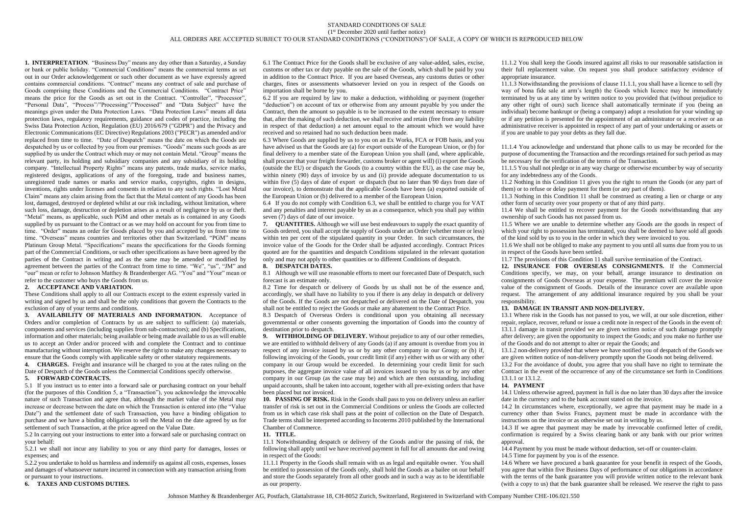STANDARD CONDITIONS OF SALE

(1st December 2020 until further notice)

ALL ORDERS ARE ACCEPTED SUBJECT TO OUR STANDARD CONDITIONS ("CONDITIONS") OF SALE, A COPY OF WHICH IS REPRODUCED BELOW

**1. INTERPRETATION**. "Business Day" means any day other than a Saturday, a Sunday or bank or public holiday. "Commercial Conditions" means the commercial terms as set out in our Order acknowledgement or such other document as we have expressly agreed contains commercial conditions. "Contract" means any contract of sale and purchase of Goods comprising these Conditions and the Commercial Conditions. "Contract Price" means the price for the Goods as set out in the Contract. "Controller", "Processor", "Personal Data", "Process"/"Processing"/"Processed" and "Data Subject" have the meanings given under the Data Protection Laws. "Data Protection Laws" means all data protection laws, regulatory requirements, guidance and codes of practice, including the Swiss Data Protection Action, Regulation (EU) 2016/679 ("GDPR") and the Privacy and Electronic Communications (EC Directive) Regulations 2003 ("PECR") as amended and/or replaced from time to time. "Date of Despatch" means the date on which the Goods are despatched by us or collected by you from our premises. "Goods" means such goods as are supplied by us under the Contract which may or may not contain Metal. "Group" means the relevant party, its holding and subsidiary companies and any subsidiary of its holding company. "Intellectual Property Rights" means any patents, trade marks, service marks, registered designs, applications of any of the foregoing, trade and business names, unregistered trade names or marks and service marks, copyrights, rights in designs, inventions, rights under licenses and consents in relation to any such rights. "Lost Metal Claim" means any claim arising from the fact that the Metal content of any Goods has been lost, damaged, destroyed or depleted whilst at our risk including, without limitation, where such loss, damage, destruction or depletion arises as a result of negligence by us or theft. "Metal" means, as applicable, such PGM and other metals as is contained in any Goods supplied by us pursuant to the Contract or as we may hold on account for you from time to time. "Order" means an order for Goods placed by you and accepted by us from time to time. "Overseas" means countries and territories other than Switzerland. "PGM" means Platinum Group Metal. "Specifications" means the specifications for the Goods forming part of the Commercial Conditions, or such other specifications as have been agreed by the parties of the Contract in writing and as the same may be amended or modified by agreement between the parties of the Contract from time to time. "We", "us", "JM" and "our" mean or refer to Johnson Matthey & Brandenberger AG. "You" and "Your" mean or refer to the customer who buys the Goods from us.

**2. ACCEPTANCE AND VARIATION.**

These Conditions shall apply to all our Contracts except to the extent expressly varied in writing and signed by us and shall be the only conditions that govern the Contracts to the exclusion of any of your terms and conditions.

**3. AVAILABILITY OF MATERIALS AND INFORMATION.** Acceptance of Orders and/or completion of Contracts by us are subject to sufficient: (a) materials, components and services (including supplies from sub-contractors); and (b) Specifications, information and other materials; being available or being made available to us as will enable us to accept an Order and/or proceed with and complete the Contract and to continue manufacturing without interruption. We reserve the right to make any changes necessary to ensure that the Goods comply with applicable safety or other statutory requirements.

**4. CHARGES.** Freight and insurance will be charged to you at the rates ruling on the Date of Despatch of the Goods unless the Commercial Conditions specify otherwise.

**5. FORWARD CONTRACTS.**

5.1 If you instruct us to enter into a forward sale or purchasing contract on your behalf (for the purposes of this Condition 5, a "Transaction"), you acknowledge the irrevocable nature of such Transaction and agree that, although the market value of the Metal may increase or decrease between the date on which the Transaction is entered into (the "Value Date") and the settlement date of such Transaction, you have a binding obligation to purchase and we have a binding obligation to sell the Metal on the date agreed by us for settlement of such Transaction, at the price agreed on the Value Date.

5.2 In carrying out your instructions to enter into a forward sale or purchasing contract on your behalf:

5.2.1 we shall not incur any liability to you or any third party for damages, losses or expenses; and

5.2.2 you undertake to hold us harmless and indemnify us against all costs, expenses, losses and damages of whatsoever nature incurred in connection with any transaction arising from or pursuant to your instructions.

**6. TAXES AND CUSTOMS DUTIES.**

6.1 The Contract Price for the Goods shall be exclusive of any value-added, sales, excise, customs or other tax or duty payable on the sale of the Goods, which shall be paid by you in addition to the Contract Price. If you are based Overseas, any customs duties or other charges, fines or assessments whatsoever levied on you in respect of the Goods on importation shall be borne by you.

6.2 If you are required by law to make a deduction, withholding or payment (together "deduction") on account of tax or otherwise from any amount payable by you under the Contract, then the amount so payable is to be increased to the extent necessary to ensure that, after the making of such deduction, we shall receive and retain (free from any liability in respect of that deduction) a net amount equal to the amount which we would have received and so retained had no such deduction been made.

6.3 Where Goods are supplied by us to you on an Ex Works, FCA or FOB basis, and you have advised us that the Goods are (a) for export outside of the European Union, or (b) for final delivery to a member state of the European Union you shall (and, where applicable, shall procure that your freight forwarder, customs broker or agent will) (i) export the Goods (outside the EU) or dispatch the Goods (to a country within the EU), as the case may be, within ninety (90) days of invoice by us and (ii) provide adequate documentation to us within five (5) days of date of export or dispatch (but no later than 90 days from date of our invoice), to demonstrate that the applicable Goods have been (a) exported outside of the European Union or (b) delivered to a member of the European Union.

6.4 If you do not comply with Condition 6.3, we shall be entitled to charge you for VAT and any penalties and interest payable by us as a consequence, which you shall pay within seven (7) days of date of our invoice.

**7. QUANTITIES.** Although we will use best endeavours to supply the exact quantity of Goods ordered, you shall accept the supply of Goods under an Order (whether more or less) within ten per cent of the stipulated quantity in your Order. In such circumstances, the invoice value of the Goods for the Order shall be adjusted accordingly. Contract Prices quoted are for the quantities and despatch Conditions stipulated in the relevant quotation only and may not apply to other quantities or to different Conditions of despatch.

**8. DESPATCH DATES.**

8.1 Although we will use reasonable efforts to meet our forecasted Date of Despatch, such forecast is an estimate only.

8.2 Time for despatch or delivery of Goods by us shall not be of the essence and, accordingly, we shall have no liability to you if there is any delay in despatch or delivery of the Goods. If the Goods are not despatched or delivered on the Date of Despatch, you shall not be entitled to reject the Goods or make any abatement to the Contract Price.

8.3 Despatch of Overseas Orders is conditional upon you obtaining all necessary governmental or other consents governing the importation of Goods into the country of destination prior to despatch.

**9. WITHHOLDING OF DELIVERY.** Without prejudice to any of our other remedies, we are entitled to withhold delivery of any Goods (a) if any amount is overdue from you in respect of any invoice issued by us or by any other company in our Group; or (b) if, following invoicing of the Goods, your credit limit (if any) either with us or with any other company in our Group would be exceeded. In determining your credit limit for such purposes, the aggregate invoice value of all invoices issued to you by us or by any other company in our Group (as the case may be) and which are then outstanding, including unpaid accounts, shall be taken into account, together with all pre-existing orders that have been placed but not invoiced.

**10. PASSING OF RISK.** Risk in the Goods shall pass to you on delivery unless an earlier transfer of risk is set out in the Commercial Conditions or unless the Goods are collected from us in which case risk shall pass at the point of collection on the Date of Despatch. Trade terms shall be interpreted according to Incoterms 2010 published by the International Chamber of Commerce.

**11. TITLE.**

11.1 Notwithstanding despatch or delivery of the Goods and/or the passing of risk, the following shall apply until we have received payment in full for all amounts due and owing in respect of the Goods:

11.1.1 Property in the Goods shall remain with us as legal and equitable owner. You shall be entitled to possession of the Goods only, shall hold the Goods as a bailee on our behalf and store the Goods separately from all other goods and in such a way as to be identifiable as our property.

11.1.2 You shall keep the Goods insured against all risks to our reasonable satisfaction in their full replacement value. On request you shall produce satisfactory evidence of appropriate insurance.

11.1.3 Notwithstanding the provisions of clause 11.1.1, you shall have a licence to sell (by way of bona fide sale at arm's length) the Goods which licence may be immediately terminated by us at any time by written notice to you provided that (without prejudice to any other right of ours) such licence shall automatically terminate if you (being an individual) become bankrupt or (being a company) adopt a resolution for your winding up or if any petition is presented for the appointment of an administrator or a receiver or an administrative receiver is appointed in respect of any part of your undertaking or assets or if you are unable to pay your debts as they fall due.

11.1.4 You acknowledge and understand that phone calls to us may be recorded for the purpose of documenting the Transaction and the recordings retained for such period as may be necessary for the verification of the terms of the Transaction.

11.1.5 You shall not pledge or in any way charge or otherwise encumber by way of security for any indebtedness any of the Goods.

11.2 Nothing in this Condition 11 gives you the right to return the Goods (or any part of them) or to refuse or delay payment for them (or any part of them).

11.3 Nothing in this Condition 11 shall be construed as creating a lien or charge or any other form of security over your property or that of any third party.

11.4 We shall be entitled to recover payment for the Goods notwithstanding that any ownership of such Goods has not passed from us.

11.5 Where we are unable to determine whether any Goods are the goods in respect of which your right to possession has terminated, you shall be deemed to have sold all goods of the kind sold by us to you in the order in which they were invoiced to you.

11.6 We shall not be obliged to make any payment to you until all sums due from you to us in respect of the Goods have been settled.

11.7 The provisions of this Condition 11 shall survive termination of the Contract.

**12. INSURANCE FOR OVERSEAS CONSIGNMENTS.** If the Commercial Conditions specify, we may, on your behalf, arrange insurance to destination on consignments of Goods Overseas at your expense. The premium will cover the invoice value of the consignment of Goods. Details of the insurance cover are available upon request. The arrangement of any additional insurance required by you shall be your responsibility.

**13. DAMAGE IN TRANSIT AND NON-DELIVERY.**

13.1 Where risk in the Goods has not passed to you, we will, at our sole discretion, either repair, replace, recover, refund or issue a credit note in respect of the Goods in the event of:

13.1.1 damage in transit provided we are given written notice of such damage promptly after delivery; are given the opportunity to inspect the Goods; and you make no further use of the Goods and do not attempt to alter or repair the Goods; and

13.1.2 non-delivery provided that where we have notified you of despatch of the Goods we are given written notice of non-delivery promptly upon the Goods not being delivered.

13.2 For the avoidance of doubt, you agree that you shall have no right to terminate the Contract in the event of the occurrence of any of the circumstance set forth in Conditions 13.1.1 or 13.1.2.

**14. PAYMENT**

14.1 Unless otherwise agreed, payment in full is due no later than 30 days after the invoice date in the currency and to the bank account stated on the invoice.

14.2 In circumstances where, exceptionally, we agree that payment may be made in a currency other than Swiss Francs, payment must be made in accordance with the instructions on the invoice or as otherwise set out in writing by us.

14.3 If we agree that payment may be made by irrevocable confirmed letter of credit, confirmation is required by a Swiss clearing bank or any bank with our prior written approval.

14.4 Payment by you must be made without deduction, set-off or counter-claim.

14.5 Time for payment by you is of the essence.

14.6 Where we have procured a bank guarantee for your benefit in respect of the Goods, you agree that within five Business Days of performance of our obligations in accordance with the terms of the bank guarantee you will provide written notice to the relevant bank (with a copy to us) that the bank guarantee shall be released. We reserve the right to pass

Johnson Matthey & Brandenberger AG, Postfach, Glattalstrasse 18, CH-8052 Zurich, Switzerland, Registered in Switzerland with Company Number CHE-106.021.550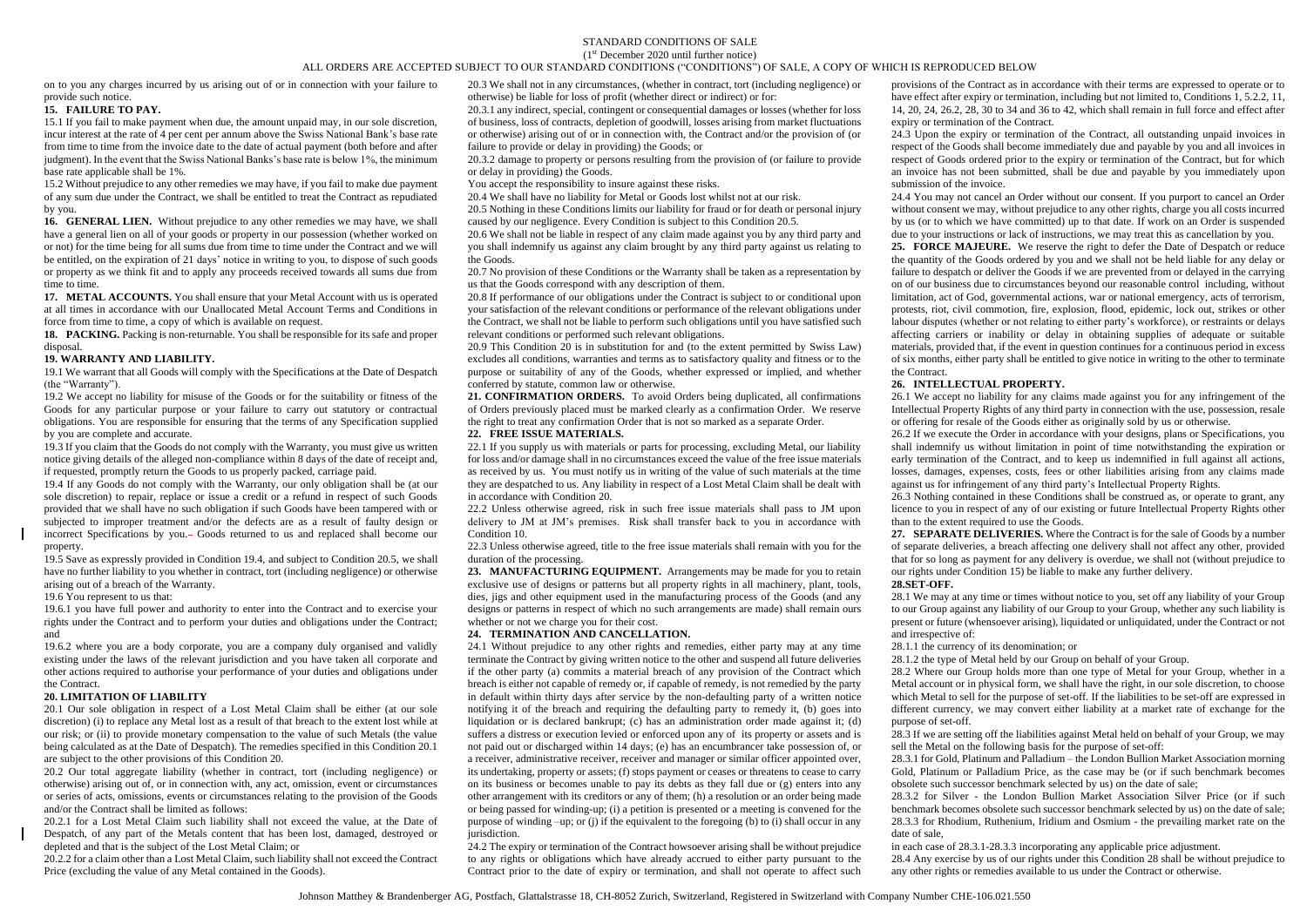STANDARD CONDITIONS OF SALE

(1st December 2020 until further notice)

ALL ORDERS ARE ACCEPTED SUBJECT TO OUR STANDARD CONDITIONS ("CONDITIONS") OF SALE, A COPY OF WHICH IS REPRODUCED BELOW

on to you any charges incurred by us arising out of or in connection with your failure to provide such notice.

**15. FAILURE TO PAY.**

15.1 If you fail to make payment when due, the amount unpaid may, in our sole discretion, incur interest at the rate of 4 per cent per annum above the Swiss National Bank's base rate from time to time from the invoice date to the date of actual payment (both before and after judgment). In the event that the Swiss National Banks's base rate is below 1%, the minimum base rate applicable shall be 1%.

15.2 Without prejudice to any other remedies we may have, if you fail to make due payment of any sum due under the Contract, we shall be entitled to treat the Contract as repudiated by you.

**16. GENERAL LIEN.** Without prejudice to any other remedies we may have, we shall have a general lien on all of your goods or property in our possession (whether worked on or not) for the time being for all sums due from time to time under the Contract and we will be entitled, on the expiration of 21 days' notice in writing to you, to dispose of such goods or property as we think fit and to apply any proceeds received towards all sums due from time to time.

**17. METAL ACCOUNTS.** You shall ensure that your Metal Account with us is operated at all times in accordance with our Unallocated Metal Account Terms and Conditions in force from time to time, a copy of which is available on request.

**18. PACKING.** Packing is non-returnable. You shall be responsible for its safe and proper disposal.

**19. WARRANTY AND LIABILITY.**

19.1 We warrant that all Goods will comply with the Specifications at the Date of Despatch (the "Warranty").

19.2 We accept no liability for misuse of the Goods or for the suitability or fitness of the Goods for any particular purpose or your failure to carry out statutory or contractual obligations. You are responsible for ensuring that the terms of any Specification supplied by you are complete and accurate.

19.3 If you claim that the Goods do not comply with the Warranty, you must give us written notice giving details of the alleged non-compliance within 8 days of the date of receipt and, if requested, promptly return the Goods to us properly packed, carriage paid.

19.4 If any Goods do not comply with the Warranty, our only obligation shall be (at our sole discretion) to repair, replace or issue a credit or a refund in respect of such Goods provided that we shall have no such obligation if such Goods have been tampered with or subjected to improper treatment and/or the defects are as a result of faulty design or incorrect Specifications by you. Goods returned to us and replaced shall become our property.

19.5 Save as expressly provided in Condition 19.4, and subject to Condition 20.5, we shall have no further liability to you whether in contract, tort (including negligence) or otherwise arising out of a breach of the Warranty.

19.6 You represent to us that:

19.6.1 you have full power and authority to enter into the Contract and to exercise your rights under the Contract and to perform your duties and obligations under the Contract; and

19.6.2 where you are a body corporate, you are a company duly organised and validly existing under the laws of the relevant jurisdiction and you have taken all corporate and other actions required to authorise your performance of your duties and obligations under the Contract.

**20. LIMITATION OF LIABILITY**

20.1 Our sole obligation in respect of a Lost Metal Claim shall be either (at our sole discretion) (i) to replace any Metal lost as a result of that breach to the extent lost while at our risk; or (ii) to provide monetary compensation to the value of such Metals (the value being calculated as at the Date of Despatch). The remedies specified in this Condition 20.1 are subject to the other provisions of this Condition 20.

20.2 Our total aggregate liability (whether in contract, tort (including negligence) or otherwise) arising out of, or in connection with, any act, omission, event or circumstances or series of acts, omissions, events or circumstances relating to the provision of the Goods and/or the Contract shall be limited as follows:

20.2.1 for a Lost Metal Claim such liability shall not exceed the value, at the Date of Despatch, of any part of the Metals content that has been lost, damaged, destroyed or depleted and that is the subject of the Lost Metal Claim; or

20.2.2 for a claim other than a Lost Metal Claim, such liability shall not exceed the Contract Price (excluding the value of any Metal contained in the Goods).

20.3 We shall not in any circumstances, (whether in contract, tort (including negligence) or otherwise) be liable for loss of profit (whether direct or indirect) or for:

20.3.1 any indirect, special, contingent or consequential damages or losses (whether for loss of business, loss of contracts, depletion of goodwill, losses arising from market fluctuations or otherwise) arising out of or in connection with, the Contract and/or the provision of (or failure to provide or delay in providing) the Goods; or

20.3.2 damage to property or persons resulting from the provision of (or failure to provide or delay in providing) the Goods.

You accept the responsibility to insure against these risks.

20.4 We shall have no liability for Metal or Goods lost whilst not at our risk.

20.5 Nothing in these Conditions limits our liability for fraud or for death or personal injury caused by our negligence. Every Condition is subject to this Condition 20.5.

20.6 We shall not be liable in respect of any claim made against you by any third party and you shall indemnify us against any claim brought by any third party against us relating to the Goods.

20.7 No provision of these Conditions or the Warranty shall be taken as a representation by us that the Goods correspond with any description of them.

20.8 If performance of our obligations under the Contract is subject to or conditional upon your satisfaction of the relevant conditions or performance of the relevant obligations under the Contract, we shall not be liable to perform such obligations until you have satisfied such relevant conditions or performed such relevant obligations.

20.9 This Condition 20 is in substitution for and (to the extent permitted by Swiss Law) excludes all conditions, warranties and terms as to satisfactory quality and fitness or to the purpose or suitability of any of the Goods, whether expressed or implied, and whether conferred by statute, common law or otherwise.

**21. CONFIRMATION ORDERS.** To avoid Orders being duplicated, all confirmations of Orders previously placed must be marked clearly as a confirmation Order. We reserve the right to treat any confirmation Order that is not so marked as a separate Order.

**22. FREE ISSUE MATERIALS.**

22.1 If you supply us with materials or parts for processing, excluding Metal, our liability for loss and/or damage shall in no circumstances exceed the value of the free issue materials as received by us. You must notify us in writing of the value of such materials at the time they are despatched to us. Any liability in respect of a Lost Metal Claim shall be dealt with in accordance with Condition 20.

22.2 Unless otherwise agreed, risk in such free issue materials shall pass to JM upon delivery to JM at JM's premises. Risk shall transfer back to you in accordance with Condition 10.

22.3 Unless otherwise agreed, title to the free issue materials shall remain with you for the duration of the processing.

**23. MANUFACTURING EQUIPMENT.** Arrangements may be made for you to retain exclusive use of designs or patterns but all property rights in all machinery, plant, tools, dies, jigs and other equipment used in the manufacturing process of the Goods (and any designs or patterns in respect of which no such arrangements are made) shall remain ours whether or not we charge you for their cost.

**24. TERMINATION AND CANCELLATION.**

24.1 Without prejudice to any other rights and remedies, either party may at any time terminate the Contract by giving written notice to the other and suspend all future deliveries if the other party (a) commits a material breach of any provision of the Contract which breach is either not capable of remedy or, if capable of remedy, is not remedied by the party in default within thirty days after service by the non-defaulting party of a written notice notifying it of the breach and requiring the defaulting party to remedy it, (b) goes into liquidation or is declared bankrupt; (c) has an administration order made against it; (d) suffers a distress or execution levied or enforced upon any of its property or assets and is not paid out or discharged within 14 days; (e) has an encumbrancer take possession of, or a receiver, administrative receiver, receiver and manager or similar officer appointed over, its undertaking, property or assets; (f) stops payment or ceases or threatens to cease to carry on its business or becomes unable to pay its debts as they fall due or (g) enters into any other arrangement with its creditors or any of them; (h) a resolution or an order being made or being passed for winding-up; (i) a petition is presented or a meeting is convened for the purpose of winding –up; or (j) if the equivalent to the foregoing (b) to (i) shall occur in any jurisdiction.

24.2 The expiry or termination of the Contract howsoever arising shall be without prejudice to any rights or obligations which have already accrued to either party pursuant to the Contract prior to the date of expiry or termination, and shall not operate to affect such provisions of the Contract as in accordance with their terms are expressed to operate or to have effect after expiry or termination, including but not limited to, Conditions 1, 5.2.2, 11, 14, 20, 24, 26.2, 28, 30 to 34 and 36 to 42, which shall remain in full force and effect after expiry or termination of the Contract.

24.3 Upon the expiry or termination of the Contract, all outstanding unpaid invoices in respect of the Goods shall become immediately due and payable by you and all invoices in respect of Goods ordered prior to the expiry or termination of the Contract, but for which an invoice has not been submitted, shall be due and payable by you immediately upon submission of the invoice.

24.4 You may not cancel an Order without our consent. If you purport to cancel an Order without consent we may, without prejudice to any other rights, charge you all costs incurred by us (or to which we have committed) up to that date. If work on an Order is suspended due to your instructions or lack of instructions, we may treat this as cancellation by you.

**25. FORCE MAJEURE.** We reserve the right to defer the Date of Despatch or reduce the quantity of the Goods ordered by you and we shall not be held liable for any delay or failure to despatch or deliver the Goods if we are prevented from or delayed in the carrying on of our business due to circumstances beyond our reasonable control including, without limitation, act of God, governmental actions, war or national emergency, acts of terrorism, protests, riot, civil commotion, fire, explosion, flood, epidemic, lock out, strikes or other labour disputes (whether or not relating to either party's workforce), or restraints or delays affecting carriers or inability or delay in obtaining supplies of adequate or suitable materials, provided that, if the event in question continues for a continuous period in excess of six months, either party shall be entitled to give notice in writing to the other to terminate the Contract.

**26. INTELLECTUAL PROPERTY.**

26.1 We accept no liability for any claims made against you for any infringement of the Intellectual Property Rights of any third party in connection with the use, possession, resale or offering for resale of the Goods either as originally sold by us or otherwise.

26.2 If we execute the Order in accordance with your designs, plans or Specifications, you shall indemnify us without limitation in point of time notwithstanding the expiration or early termination of the Contract, and to keep us indemnified in full against all actions, losses, damages, expenses, costs, fees or other liabilities arising from any claims made against us for infringement of any third party's Intellectual Property Rights.

26.3 Nothing contained in these Conditions shall be construed as, or operate to grant, any licence to you in respect of any of our existing or future Intellectual Property Rights other than to the extent required to use the Goods.

**27. SEPARATE DELIVERIES.** Where the Contract is for the sale of Goods by a number of separate deliveries, a breach affecting one delivery shall not affect any other, provided that for so long as payment for any delivery is overdue, we shall not (without prejudice to our rights under Condition 15) be liable to make any further delivery.

**28. SET-OFF.**

28.1 We may at any time or times without notice to you, set off any liability of your Group to our Group against any liability of our Group to your Group, whether any such liability is present or future (whensoever arising), liquidated or unliquidated, under the Contract or not and irrespective of:

28.1.1 the currency of its denomination; or

28.1.2 the type of Metal held by our Group on behalf of your Group.

28.2 Where our Group holds more than one type of Metal for your Group, whether in a Metal account or in physical form, we shall have the right, in our sole discretion, to choose which Metal to sell for the purpose of set-off. If the liabilities to be set-off are expressed in different currency, we may convert either liability at a market rate of exchange for the purpose of set-off.

28.3 If we are setting off the liabilities against Metal held on behalf of your Group, we may sell the Metal on the following basis for the purpose of set-off:

28.3.1 for Gold, Platinum and Palladium – the London Bullion Market Association morning Gold, Platinum or Palladium Price, as the case may be (or if such benchmark becomes obsolete such successor benchmark selected by us) on the date of sale;

28.3.2 for Silver - the London Bullion Market Association Silver Price (or if such benchmark becomes obsolete such successor benchmark selected by us) on the date of sale;

28.3.3 for Rhodium, Ruthenium, Iridium and Osmium - the prevailing market rate on the date of sale,

in each case of 28.3.1-28.3.3 incorporating any applicable price adjustment.

28.4 Any exercise by us of our rights under this Condition 28 shall be without prejudice to any other rights or remedies available to us under the Contract or otherwise.

Johnson Matthey & Brandenberger AG, Postfach, Glattalstrasse 18, CH-8052 Zurich, Switzerland, Registered in Switzerland with Company Number CHE-106.021.550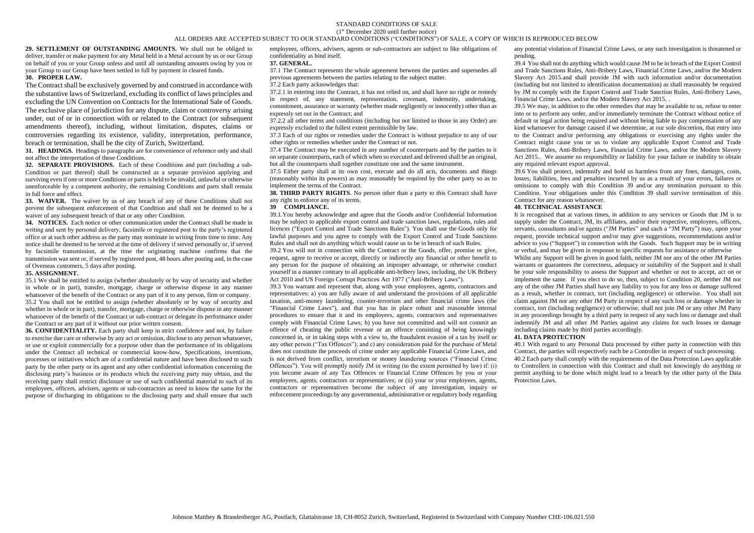STANDARD CONDITIONS OF SALE

(1st December 2020 until further notice)

ALL ORDERS ARE ACCEPTED SUBJECT TO OUR STANDARD CONDITIONS ("CONDITIONS") OF SALE, A COPY OF WHICH IS REPRODUCED BELOW

**29. SETTLEMENT OF OUTSTANDING AMOUNTS.** We shall not be obliged to deliver, transfer or make payment for any Metal held in a Metal account by us or our Group on behalf of you or your Group unless and until all outstanding amounts owing by you or your Group to our Group have been settled in full by payment in cleared funds.

**30. PROPER LAW.**

The Contract shall be exclusively governed by and construed in accordance with the substantive laws of Switzerland, excluding its conflict of laws principles and excluding the UN Convention on Contracts for the International Sale of Goods. The exclusive place of jurisdiction for any dispute, claim or controversy arising under, out of or in connection with or related to the Contract (or subsequent amendments thereof), including, without limitation, disputes, claims or controversies regarding its existence, validity, interpretation, performance, breach or termination, shall be the city of Zurich, Switzerland.

**31. HEADINGS.** Headings to paragraphs are for convenience of reference only and shall not affect the interpretation of these Conditions.

**32. SEPARATE PROVISIONS.** Each of these Conditions and part (including a sub-Condition or part thereof) shall be constructed as a separate provision applying and surviving even if one or more Conditions or parts is held to be invalid, unlawful or otherwise unenforceable by a competent authority, the remaining Conditions and parts shall remain in full force and effect.

**33. WAIVER.** The waiver by us of any breach of any of these Conditions shall not prevent the subsequent enforcement of that Condition and shall not be deemed to be a waiver of any subsequent breach of that or any other Condition.

**34. NOTICES.** Each notice or other communication under the Contract shall be made in writing and sent by personal delivery, facsimile or registered post to the party's registered office or at such other address as the party may nominate in writing from time to time. Any notice shall be deemed to be served at the time of delivery if served personally or, if served by facsimile transmission, at the time the originating machine confirms that the transmission was sent or, if served by registered post, 48 hours after posting and, in the case of Overseas customers, 5 days after posting.

**35. ASSIGNMENT.**

35.1 We shall be entitled to assign (whether absolutely or by way of security and whether in whole or in part), transfer, mortgage, charge or otherwise dispose in any manner whatsoever of the benefit of the Contract or any part of it to any person, firm or company.

35.2 You shall not be entitled to assign (whether absolutely or by way of security and whether in whole or in part), transfer, mortgage, charge or otherwise dispose in any manner whatsoever of the benefit of the Contract or sub-contract or delegate its performance under the Contract or any part of it without our prior written consent.

**36. CONFIDENTIALITY.** Each party shall keep in strict confidence and not, by failure to exercise due care or otherwise by any act or omission, disclose to any person whatsoever, or use or exploit commercially for a purpose other than the performance of its obligations under the Contract all technical or commercial know-how, Specifications, inventions, processes or initiatives which are of a confidential nature and have been disclosed to such party by the other party or its agent and any other confidential information concerning the disclosing party's business or its products which the receiving party may obtain, and the receiving party shall restrict disclosure or use of such confidential material to such of its employees, officers, advisers, agents or sub-contractors as need to know the same for the purpose of discharging its obligations to the disclosing party and shall ensure that such employees, officers, advisers, agents or sub-contractors are subject to like obligations of confidentiality as bind itself.

**37. GENERAL.**

37.1 The Contract represents the whole agreement between the parties and supersedes all previous agreements between the parties relating to the subject matter.

37.2 Each party acknowledges that:

37.2.1 in entering into the Contract, it has not relied on, and shall have no right or remedy in respect of, any statement, representation, covenant, indemnity, undertaking, commitment, assurance or warranty (whether made negligently or innocently) other than as expressly set out in the Contract; and

37.2.2 all other terms and conditions (including but not limited to those in any Order) are expressly excluded to the fullest extent permissible by law.

37.3 Each of our rights or remedies under the Contract is without prejudice to any of our other rights or remedies whether under the Contract or not.

37.4 The Contract may be executed in any number of counterparts and by the parties to it on separate counterparts, each of which when so executed and delivered shall be an original, but all the counterparts shall together constitute one and the same instrument.

37.5 Either party shall at its own cost, execute and do all acts, documents and things (reasonably within its powers) as may reasonably be required by the other party so as to implement the terms of the Contract.

**38. THIRD PARTY RIGHTS**. No person other than a party to this Contract shall have any right to enforce any of its terms.

**39 COMPLIANCE.**

39.1.You hereby acknowledge and agree that the Goods and/or Confidential Information may be subject to applicable export control and trade sanction laws, regulations, rules and licences ("Export Control and Trade Sanctions Rules"). You shall use the Goods only for lawful purposes and you agree to comply with the Export Control and Trade Sanctions Rules and shall not do anything which would cause us to be in breach of such Rules.

39.2 You will not in connection with the Contract or the Goods, offer, promise or give, request, agree to receive or accept, directly or indirectly any financial or other benefit to any person for the purpose of obtaining an improper advantage, or otherwise conduct yourself in a manner contrary to all applicable anti-bribery laws, including, the UK Bribery Act 2010 and US Foreign Corrupt Practices Act 1977 ("Anti-Bribery Laws").

39.3 You warrant and represent that, along with your employees, agents, contractors and representatives: a) you are fully aware of and understand the provisions of all applicable taxation, anti-money laundering, counter-terrorism and other financial crime laws (the "Financial Crime Laws"), and that you has in place robust and reasonable internal procedures to ensure that it and its employees, agents, contractors and representatives comply with Financial Crime Laws; b) you have not committed and will not commit an offence of cheating the public revenue or an offence consisting of being knowingly concerned in, or in taking steps with a view to, the fraudulent evasion of a tax by itself or any other person ("Tax Offences"); and c) any consideration paid for the purchase of Metal does not constitute the proceeds of crime under any applicable Financial Crime Laws, and is not derived from conflict, terrorism or money laundering sources ("Financial Crime Offences"). You will promptly notify JM in writing (to the extent permitted by law) if: (i) you become aware of any Tax Offences or Financial Crime Offences by you or your employees, agents, contractors or representatives; or (ii) your or your employees, agents, contractors or representatives become the subject of any investigation, inquiry or enforcement proceedings by any governmental, administrative or regulatory body regarding any potential violation of Financial Crime Laws, or any such investigation is threatened or pending.

39.4 You shall not do anything which would cause JM to be in breach of the Export Control and Trade Sanctions Rules, Anti-Bribery Laws, Financial Crime Laws, and/or the Modern Slavery Act 2015.and shall provide JM with such information and/or documentation (including but not limited to identification documentation) as shall reasonably be required by JM to comply with the Export Control and Trade Sanction Rules, Anti-Bribery Laws, Financial Crime Laws, and/or the Modern Slavery Act 2015. .

39.5 We may, in addition to the other remedies that may be available to us, refuse to enter into or to perform any order, and/or immediately terminate the Contract without notice of default or legal action being required and without being liable to pay compensation of any kind whatsoever for damage caused if we determine, at our sole discretion, that entry into to the Contract and/or performing any obligations or exercising any rights under the Contract might cause you or us to violate any applicable Export Control and Trade Sanctions Rules, Anti-Bribery Laws, Financial Crime Laws, and/or the Modern Slavery Act 2015.. We assume no responsibility or liability for your failure or inability to obtain any required relevant export approval.

39.6 You shall protect, indemnify and hold us harmless from any fines, damages, costs, losses, liabilities, fees and penalties incurred by us as a result of your errors, failures or omissions to comply with this Condition 39 and/or any termination pursuant to this Condition. Your obligations under this Condition 39 shall survive termination of this Contract for any reason whatsoever.

**40. TECHNICAL ASSISTANCE**

It is recognised that at various times, in addition to any services or Goods that JM is to supply under the Contract, JM, its affiliates, and/or their respective, employees, officers, servants, consultants and/or agents ("JM Parties" and each a "JM Party") may, upon your request, provide technical support and/or may give suggestions, recommendations and/or advice to you ("Support") in connection with the Goods. Such Support may be in writing or verbal, and may be given in response to specific requests for assistance or otherwise

Whilst any Support will be given in good faith, neither JM nor any of the other JM Parties warrants or guarantees the correctness, adequacy or suitability of the Support and it shall be your sole responsibility to assess the Support and whether or not to accept, act on or implement the same. If you elect to do so, then, subject to Condition 20, neither JM nor any of the other JM Parties shall have any liability to you for any loss or damage suffered as a result, whether in contract, tort (including negligence) or otherwise. You shall not claim against JM nor any other JM Party in respect of any such loss or damage whether in contract, tort (including negligence) or otherwise, shall not join JM or any other JM Party in any proceedings brought by a third party in respect of any such loss or damage and shall indemnify JM and all other JM Parties against any claims for such losses or damage including claims made by third parties accordingly.

**41. DATA PROTECTION**

40.1 With regard to any Personal Data processed by either party in connection with this Contract, the parties will respectively each be a Controller in respect of such processing.

40.2 Each party shall comply with the requirements of the Data Protection Laws applicable to Controllers in connection with this Contract and shall not knowingly do anything or permit anything to be done which might lead to a breach by the other party of the Data Protection Laws.

Johnson Matthey & Brandenberger AG, Postfach, Glattalstrasse 18, CH-8052 Zurich, Switzerland, Registered in Switzerland with Company Number CHE-106.021.550